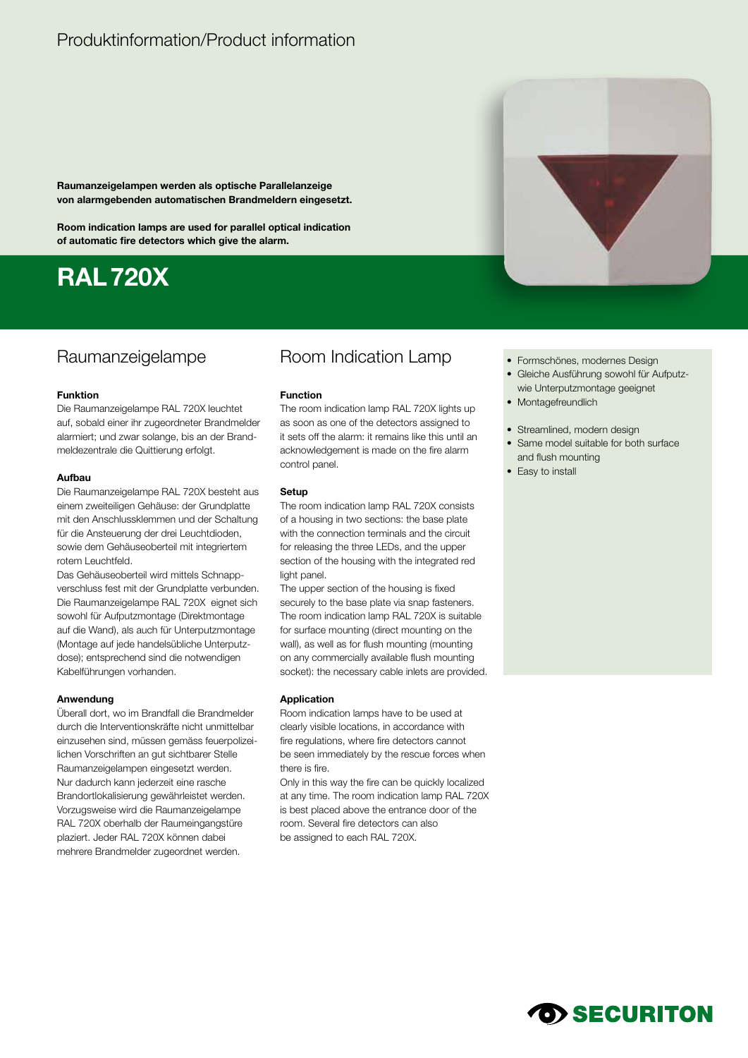Produktinformation/Product information

**Raumanzeigelampen werden als optische Parallelanzeige von alarmgebenden automatischen Brandmeldern eingesetzt.**

**Room indication lamps are used for parallel optical indication of automatic fire detectors which give the alarm.**

# RAL 720X

## Raumanzeigelampe

### Funktion

Die Raumanzeigelampe RAL 720X leuchtet auf, sobald einer ihr zugeordneter Brandmelder alarmiert; und zwar solange, bis an der Brandmeldezentrale die Quittierung erfolgt.

### Aufbau

Die Raumanzeigelampe RAL 720X besteht aus einem zweiteiligen Gehäuse: der Grundplatte mit den Anschlussklemmen und der Schaltung für die Ansteuerung der drei Leuchtdioden, sowie dem Gehäuseoberteil mit integriertem rotem Leuchtfeld.

Das Gehäuseoberteil wird mittels Schnappverschluss fest mit der Grundplatte verbunden. Die Raumanzeigelampe RAL 720X eignet sich sowohl für Aufputzmontage (Direktmontage auf die Wand), als auch für Unterputzmontage (Montage auf jede handelsübliche Unterputzdose); entsprechend sind die notwendigen Kabelführungen vorhanden.

### Anwendung

Überall dort, wo im Brandfall die Brandmelder durch die Interventionskräfte nicht unmittelbar einzusehen sind, müssen gemäss feuerpolizeilichen Vorschriften an gut sichtbarer Stelle Raumanzeigelampen eingesetzt werden. Nur dadurch kann jederzeit eine rasche Brandortlokalisierung gewährleistet werden. Vorzugsweise wird die Raumanzeigelampe RAL 720X oberhalb der Raumeingangstüre plaziert. Jeder RAL 720X können dabei mehrere Brandmelder zugeordnet werden.

## Room Indication Lamp

### Function

The room indication lamp RAL 720X lights up as soon as one of the detectors assigned to it sets off the alarm: it remains like this until an acknowledgement is made on the fire alarm control panel.

### Setup

The room indication lamp RAL 720X consists of a housing in two sections: the base plate with the connection terminals and the circuit for releasing the three LEDs, and the upper section of the housing with the integrated red light panel.

The upper section of the housing is fixed securely to the base plate via snap fasteners. The room indication lamp RAL 720X is suitable for surface mounting (direct mounting on the wall), as well as for flush mounting (mounting on any commercially available flush mounting socket): the necessary cable inlets are provided.

### Application

Room indication lamps have to be used at clearly visible locations, in accordance with fire regulations, where fire detectors cannot be seen immediately by the rescue forces when there is fire.

Only in this way the fire can be quickly localized at any time. The room indication lamp RAL 720X is best placed above the entrance door of the room. Several fire detectors can also be assigned to each RAL 720X.

- Formschönes, modernes Design
- Gleiche Ausführung sowohl für Aufputz- wie Unterputzmontage geeignet
- Montagefreundlich

- Streamlined, modern design
- Same model suitable for both surface and flush mounting
- Easy to install

SECURITON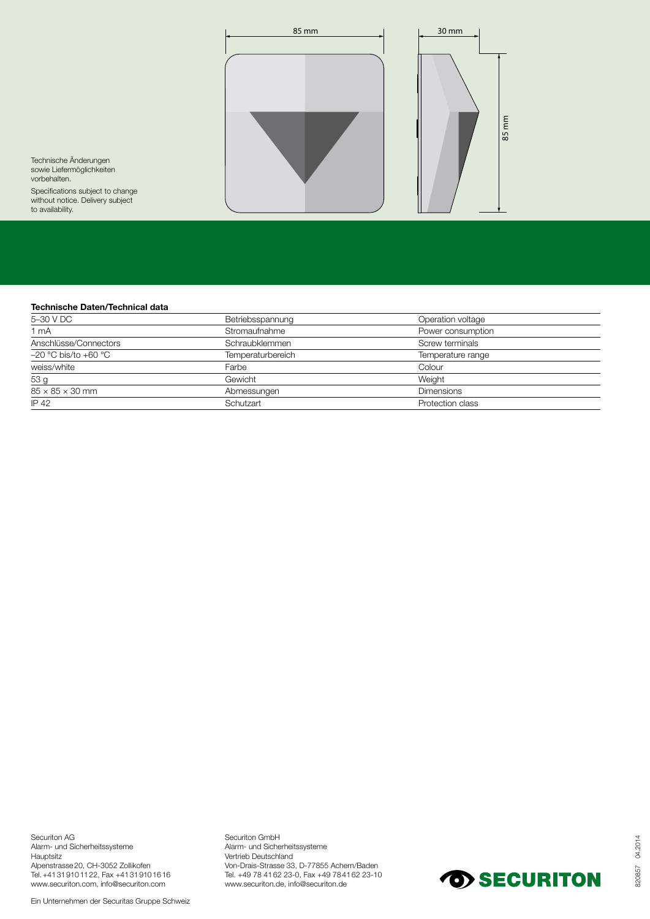85 mm

30 mm

85 mm

Technische Änderungen sowie Liefermöglichkeiten vorbehalten.

Specifications subject to change without notice. Delivery subject to availability.

**Technische Daten/Technical data**

| | | |
|---|---|---|
| 5–30 V DC | Betriebsspannung | Operation voltage |
| 1 mA | Stromaufnahme | Power consumption |
| Anschlüsse/Connectors | Schraubklemmen | Screw terminals |
| –20 °C bis/to +60 °C | Temperaturbereich | Temperature range |
| weiss/white | Farbe | Colour |
| 53 g | Gewicht | Weight |
| 85 × 85 × 30 mm | Abmessungen | Dimensions |
| IP 42 | Schutzart | Protection class |

Securiton AG
Alarm- und Sicherheitssysteme
Hauptsitz
Alpenstrasse 20, CH-3052 Zollikofen
Tel. +41 31 910 11 22, Fax +41 31 910 16 16
www.securiton.com, info@securiton.com

Securiton GmbH
Alarm- und Sicherheitssysteme
Vertrieb Deutschland
Von-Drais-Strasse 33, D-77855 Achern/Baden
Tel. +49 78 41 62 23-0, Fax +49 78 41 62 23-10
www.securiton.de, info@securiton.de

SECURITON

Ein Unternehmen der Securitas Gruppe Schweiz

820857 04.2014